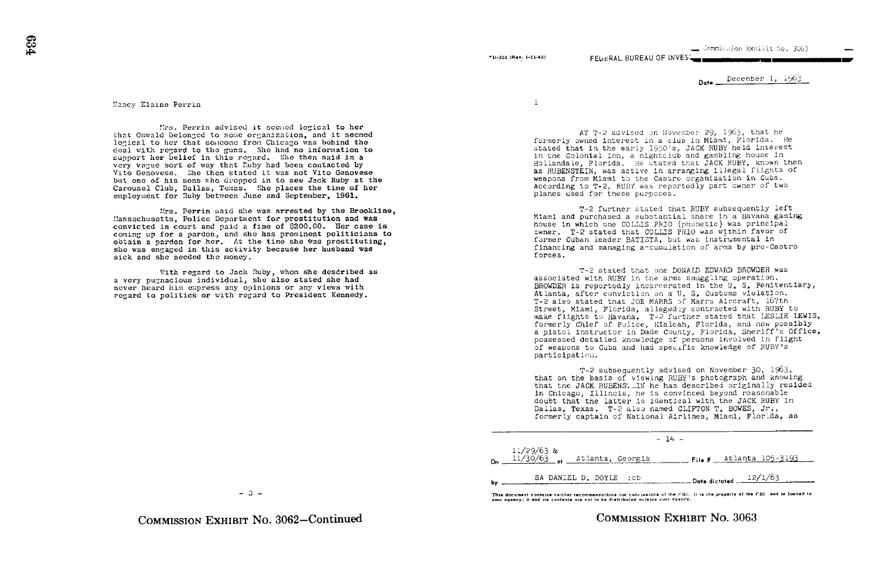Nancy Elaine Perrin

Mrs. Perrin advised it seemed logical to her that Oswald belonged to some organization, and it seemed logical to her that someone from Chicago was behind the deal with regard to the guns. She had no information to support her belief in this regard. She then said in a very vague sort of way that Ruby had been contacted by Vito Genovese. She then stated it was not Vito Genovese but one of his sons who dropped in to see Jack Ruby at the Carousel Club, Dallas, Texas. She places the time of her employment for Ruby between June and September, 1961.

Mrs. Perrin said she was arrested by the Brookline, Massachusetts, Police Department for prostitution and was convicted in court and paid a fine of $200.00. Her case is coming up for a pardon, and she has prominent politicians to obtain a pardon for her. At the time she was prostituting, she was engaged in this activity because her husband was sick and she needed the money.

With regard to Jack Ruby, whom she described as a very pugnacious individual, she also stated she had never heard him express any opinions or any views with regard to politics or with regard to President Kennedy.

COMMISSION EXHIBIT No. 3062—Continued

---

FD-302 (Rev. 1-25-60)

Commission Exhibit No. 3063

FEDERAL BUREAU OF INVESTIGATION

Date December 1, 1963

1

AT T-2 advised on November 29, 1963, that he formerly owned interest in a club in Miami, Florida. He stated that in the early 1950's, JACK RUBY held interest in the Colonial Inn, a nightclub and gambling house in Hollandale, Florida. He stated that JACK RUBY, known then as RUBENSTEIN, was active in arranging illegal flights of weapons from Miami to the Castro organization in Cuba. According to T-2, RUBY was reportedly part owner of two planes used for these purposes.

T-2 further stated that RUBY subsequently left Miami and purchased a substantial share in a Havana gaming house in which one COLLIS PRIO (phonetic) was principal owner. T-2 stated that COLLIS PRIO was within favor of former Cuban leader BATISTA, but was instrumental in financing and managing accumulation of arms by pro-Castro forces.

T-2 stated that one DONALD EDWARD BROWDER was associated with RUBY in the arms smuggling operation. BROWDER is reportedly incarcerated in the U. S. Penitentiary, Atlanta, after conviction on a U. S. Customs violation. T-2 also stated that JOE MARRS of Marrs Aircraft, 167th Street, Miami, Florida, allegedly contracted with RUBY to make flights to Havana. T-2 further stated that LESLIE LEWIS, formerly Chief of Police, Hialeah, Florida, and now possibly a pistol instructor in Dade County, Florida, Sheriff's Office, possessed detailed knowledge of persons involved in flight of weapons to Cuba and had specific knowledge of RUBY's participation.

T-2 subsequently advised on November 30, 1963, that on the basis of viewing RUBY's photograph and knowing that the JACK RUBENSTEIN he has described originally resided in Chicago, Illinois, he is convinced beyond reasonable doubt that the latter is identical with the JACK RUBY in Dallas, Texas. T-2 also named CLIFTON T. BOWES, Jr., formerly captain of National Airlines, Miami, Florida, as

- 14 -

On 11/29/63 & 11/30/63 at Atlanta, Georgia File # Atlanta 105-3193

by SA DANIEL D. DOYLE :cb Date dictated 12/1/63

This document contains neither recommendations nor conclusions of the FBI. It is the property of the FBI and is loaned to your agency; it and its contents are not to be distributed outside your agency.

COMMISSION EXHIBIT No. 3063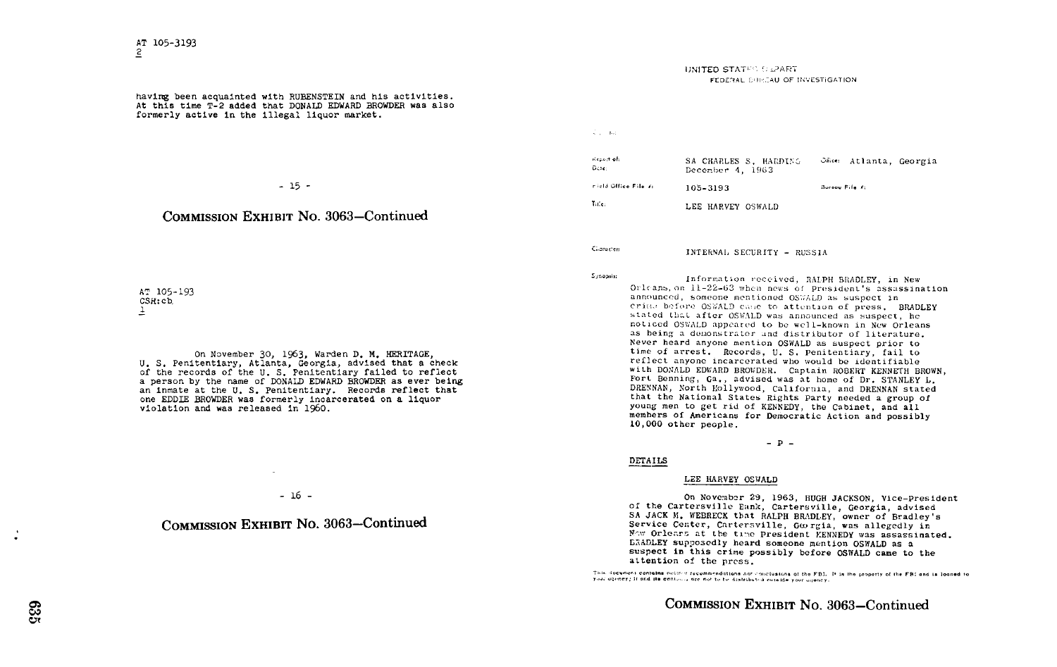AT 105-3193
2

having been acquainted with RUBENSTEIN and his activities. At this time T-2 added that DONALD EDWARD BROWDER was also formerly active in the illegal liquor market.

- 15 -

**COMMISSION EXHIBIT No. 3063—Continued**

AT 105-193
CSH:cb
1

On November 30, 1963, Warden D. M. HERITAGE, U. S. Penitentiary, Atlanta, Georgia, advised that a check of the records of the U. S. Penitentiary failed to reflect a person by the name of DONALD EDWARD BROWDER as ever being an inmate at the U. S. Penitentiary. Records reflect that one EDDIE BROWDER was formerly incarcerated on a liquor violation and was released in 1960.

- 16 -

**COMMISSION EXHIBIT No. 3063—Continued**

UNITED STATES DEPARTMENT
FEDERAL BUREAU OF INVESTIGATION

| | | | |
|---|---|---|---|
| Report of: | SA CHARLES S. HARDING | Office: | Atlanta, Georgia |
| Date: | December 4, 1963 | | |
| Field Office File #: | 105-3193 | Bureau File #: | |
| Title: | LEE HARVEY OSWALD | | |
| Character: | INTERNAL SECURITY - RUSSIA | | |

Synopsis:

Information received, RALPH BRADLEY, in New Orleans, on 11-22-63 when news of President's assassination announced, someone mentioned OSWALD as suspect in crime before OSWALD came to attention of press. BRADLEY stated that after OSWALD was announced as suspect, he noticed OSWALD appeared to be well-known in New Orleans as being a demonstrator and distributor of literature. Never heard anyone mention OSWALD as suspect prior to time of arrest. Records, U. S. Penitentiary, fail to reflect anyone incarcerated who would be identifiable with DONALD EDWARD BROWDER. Captain ROBERT KENNETH BROWN, Fort Benning, Ga., advised was at home of Dr. STANLEY L. DRENNAN, North Hollywood, California, and DRENNAN stated that the National States Rights Party needed a group of young men to get rid of KENNEDY, the Cabinet, and all members of Americans for Democratic Action and possibly 10,000 other people.

- P -

DETAILS

LEE HARVEY OSWALD

On November 29, 1963, HUGH JACKSON, Vice-President of the Cartersville Bank, Cartersville, Georgia, advised SA JACK M. WEBRECK that RALPH BRADLEY, owner of Bradley's Service Center, Cartersville, Georgia, was allegedly in New Orleans at the time President KENNEDY was assassinated. BRADLEY supposedly heard someone mention OSWALD as a suspect in this crime possibly before OSWALD came to the attention of the press.

This document contains neither recommendations nor conclusions of the FBI. It is the property of the FBI and is loaned to your agency; it and its contents are not to be distributed outside your agency.

**COMMISSION EXHIBIT No. 3063—Continued**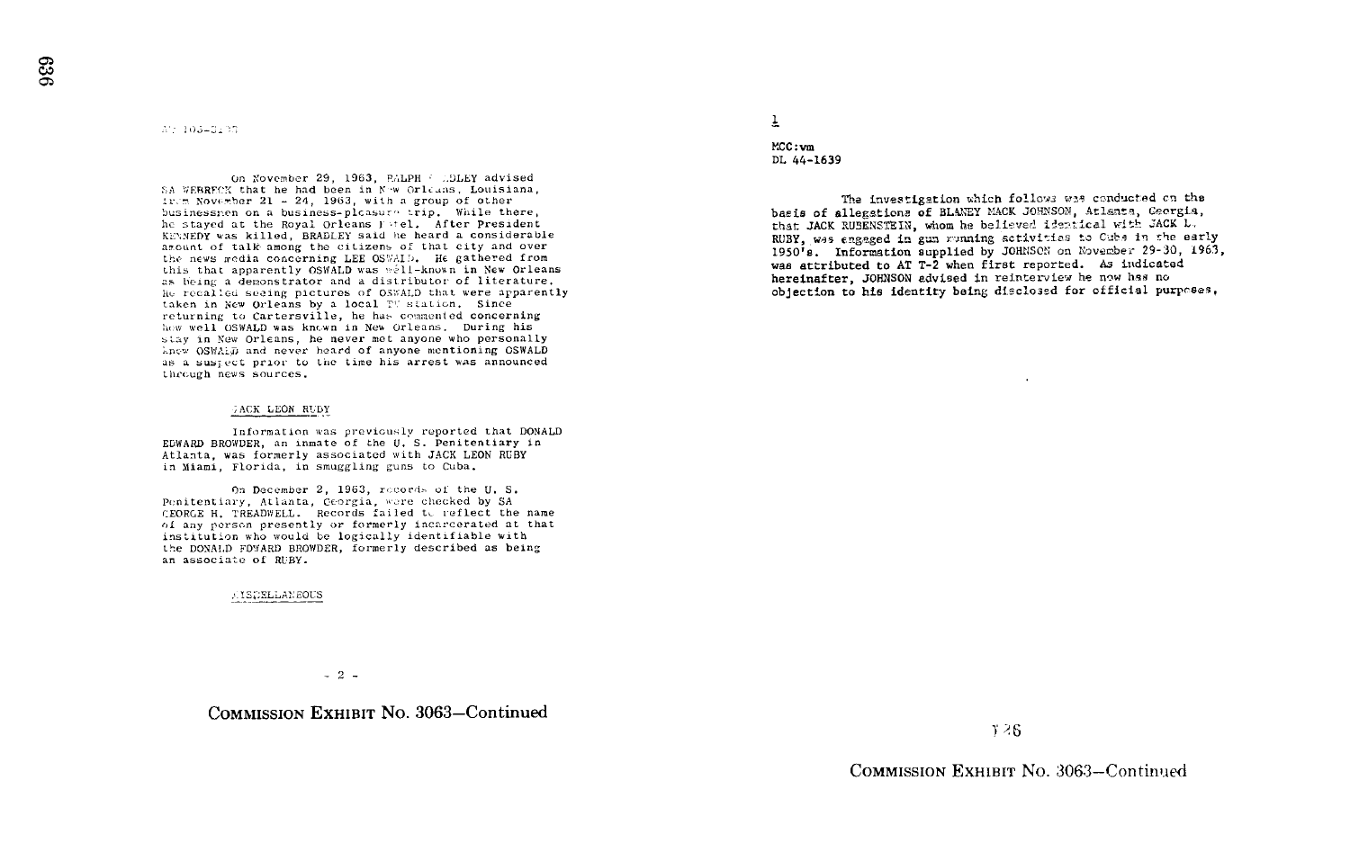AT 103-3137

On November 29, 1963, RALPH BRADLEY advised SA WEBRECK that he had been in New Orleans, Louisiana, from November 21 - 24, 1963, with a group of other businessmen on a business-pleasure trip. While there, he stayed at the Royal Orleans Hotel. After President KENNEDY was killed, BRADLEY said he heard a considerable amount of talk among the citizens of that city and over the news media concerning LEE OSWALD. He gathered from this that apparently OSWALD was well-known in New Orleans as being a demonstrator and a distributor of literature. He recalled seeing pictures of OSWALD that were apparently taken in New Orleans by a local TV station. Since returning to Cartersville, he has commented concerning how well OSWALD was known in New Orleans. During his stay in New Orleans, he never met anyone who personally knew OSWALD and never heard of anyone mentioning OSWALD as a suspect prior to the time his arrest was announced through news sources.

JACK LEON RUBY

Information was previously reported that DONALD EDWARD BROWDER, an inmate of the U. S. Penitentiary in Atlanta, was formerly associated with JACK LEON RUBY in Miami, Florida, in smuggling guns to Cuba.

On December 2, 1963, records of the U. S. Penitentiary, Atlanta, Georgia, were checked by SA GEORGE H. TREADWELL. Records failed to reflect the name of any person presently or formerly incarcerated at that institution who would be logically identifiable with the DONALD EDWARD BROWDER, formerly described as being an associate of RUBY.

MISCELLANEOUS

- 2 -

COMMISSION EXHIBIT No. 3063—Continued

1

MCC:vm
DL 44-1639

The investigation which follows was conducted on the basis of allegations of BLANEY MACK JOHNSON, Atlanta, Georgia, that JACK RUBENSTEIN, whom he believed identical with JACK L. RUBY, was engaged in gun running activities to Cuba in the early 1950's. Information supplied by JOHNSON on November 29-30, 1963, was attributed to AT T-2 when first reported. As indicated hereinafter, JOHNSON advised in reinterview he now has no objection to his identity being disclosed for official purposes.

COMMISSION EXHIBIT No. 3063—Continued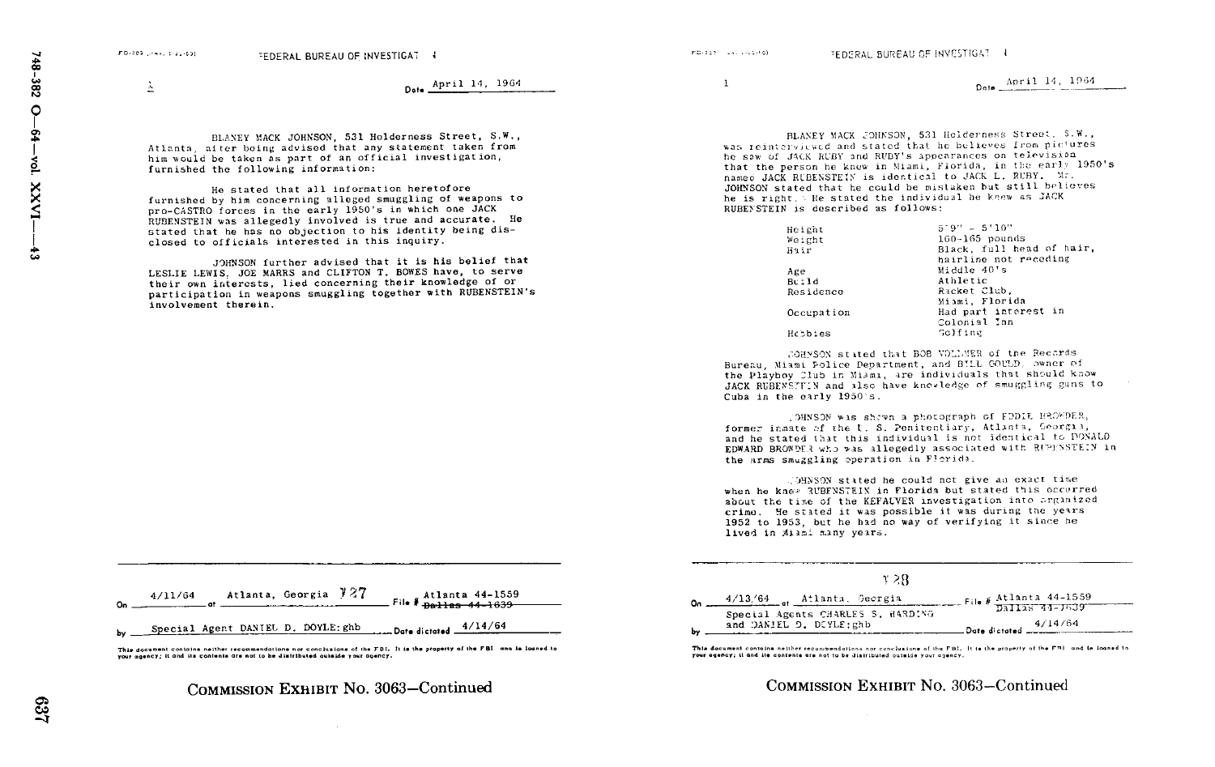FEDERAL BUREAU OF INVESTIGATION

Date April 14, 1964

BLANEY MACK JOHNSON, 531 Holderness Street, S.W., Atlanta, after being advised that any statement taken from him would be taken as part of an official investigation, furnished the following information:

He stated that all information heretofore furnished by him concerning alleged smuggling of weapons to pro-CASTRO forces in the early 1950's in which one JACK RUBENSTEIN was allegedly involved is true and accurate. He stated that he has no objection to his identity being disclosed to officials interested in this inquiry.

JOHNSON further advised that it is his belief that LESLIE LEWIS, JOE MARRS and CLIFTON T. BOWES have, to serve their own interests, lied concerning their knowledge of or participation in weapons smuggling together with RUBENSTEIN's involvement therein.

On 4/11/64 at Atlanta, Georgia 727 File # Atlanta 44-1559 ~~Dallas 44-1639~~

by Special Agent DANIEL D. DOYLE:ghb Date dictated 4/14/64

This document contains neither recommendations nor conclusions of the FBI. It is the property of the FBI and is loaned to your agency; it and its contents are not to be distributed outside your agency.

COMMISSION EXHIBIT No. 3063—Continued

FEDERAL BUREAU OF INVESTIGATION

Date April 14, 1964

BLANEY MACK JOHNSON, 531 Holderness Street, S.W., was reinterviewed and stated that he believes from pictures he saw of JACK RUBY and RUBY's appearances on television that the person he knew in Miami, Florida, in the early 1950's named JACK RUBENSTEIN is identical to JACK L. RUBY. Mr. JOHNSON stated that he could be mistaken but still believes he is right. He stated the individual he knew as JACK RUBENSTEIN is described as follows:

| | |
|---|---|
| Height | 5'9" - 5'10" |
| Weight | 160-165 pounds |
| Hair | Black, full head of hair, hairline not receding |
| Age | Middle 40's |
| Build | Athletic |
| Residence | Racket Club, Miami, Florida |
| Occupation | Had part interest in Colonial Inn |
| Hobbies | Golfing |

JOHNSON stated that BOB VOLLMER of the Records Bureau, Miami Police Department, and BILL GOULD, owner of the Playboy Club in Miami, are individuals that should know JACK RUBENSTEIN and also have knowledge of smuggling guns to Cuba in the early 1950's.

JOHNSON was shown a photograph of EDDIE BROWDER, former inmate of the U. S. Penitentiary, Atlanta, Georgia, and he stated that this individual is not identical to DONALD EDWARD BROWDER who was allegedly associated with RUBENSTEIN in the arms smuggling operation in Florida.

JOHNSON stated he could not give an exact time when he knew RUBENSTEIN in Florida but stated this occurred about the time of the KEFAUVER investigation into organized crime. He stated it was possible it was during the years 1952 to 1953, but he had no way of verifying it since he lived in Miami many years.

728

On 4/13/64 at Atlanta, Georgia File # Atlanta 44-1559 Dallas 44-1639

by Special Agents CHARLES S. HARDING and DANIEL D. DOYLE:ghb Date dictated 4/14/64

This document contains neither recommendations nor conclusions of the FBI. It is the property of the FBI and is loaned to your agency; it and its contents are not to be distributed outside your agency.

COMMISSION EXHIBIT No. 3063—Continued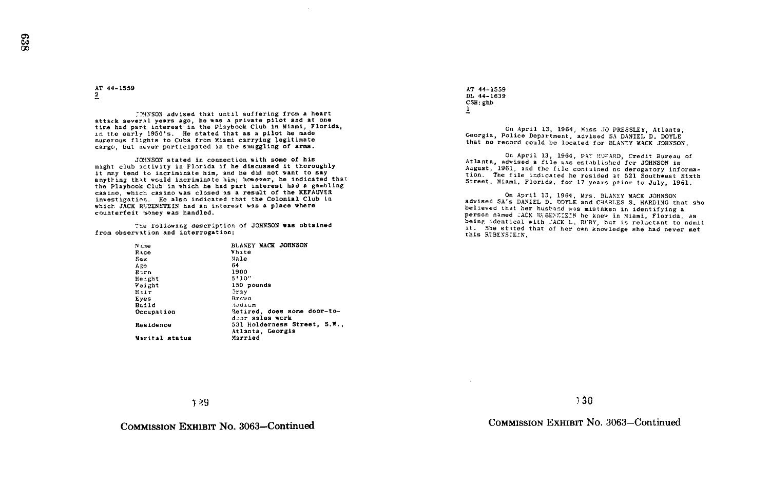AT 44-1559
2

JOHNSON advised that until suffering from a heart attack several years ago, he was a private pilot and at one time had part interest in the Playbook Club in Miami, Florida, in the early 1950's. He stated that as a pilot he made numerous flights to Cuba from Miami carrying legitimate cargo, but never participated in the smuggling of arms.

JOHNSON stated in connection with some of his night club activity in Florida if he discussed it thoroughly it may tend to incriminate him, and he did not want to say anything that would incriminate him; however, he indicated that the Playbook Club in which he had part interest had a gambling casino, which casino was closed as a result of the KEFAUVER investigation. He also indicated that the Colonial Club in which JACK RUBENSTEIN had an interest was a place where counterfeit money was handled.

The following description of JOHNSON was obtained from observation and interrogation:

| | |
|---|---|
| Name | BLANEY MACK JOHNSON |
| Race | White |
| Sex | Male |
| Age | 64 |
| Born | 1900 |
| Height | 5'10" |
| Weight | 150 pounds |
| Hair | Gray |
| Eyes | Brown |
| Build | Medium |
| Occupation | Retired, does some door-to-door sales work |
| Residence | 531 Holderness Street, S.W., Atlanta, Georgia |
| Marital status | Married |

COMMISSION EXHIBIT No. 3063—Continued

AT 44-1559
DL 44-1639
CSH:ghb
1

On April 13, 1964, Miss JO PRESSLEY, Atlanta, Georgia, Police Department, advised SA DANIEL D. DOYLE that no record could be located for BLANEY MACK JOHNSON.

On April 13, 1964, PAT HOWARD, Credit Bureau of Atlanta, advised a file was established for JOHNSON in August, 1961, and the file contained no derogatory information. The file indicated he resided at 521 Southwest Sixth Street, Miami, Florida, for 17 years prior to July, 1961.

On April 13, 1964, Mrs. BLANEY MACK JOHNSON advised SA's DANIEL D. DOYLE and CHARLES S. HARDING that she believed that her husband was mistaken in identifying a person named JACK RUBENSTEIN he knew in Miami, Florida, as being identical with JACK L. RUBY, but is reluctant to admit it. She stated that of her own knowledge she had never met this RUBENSTEIN.

COMMISSION EXHIBIT No. 3063—Continued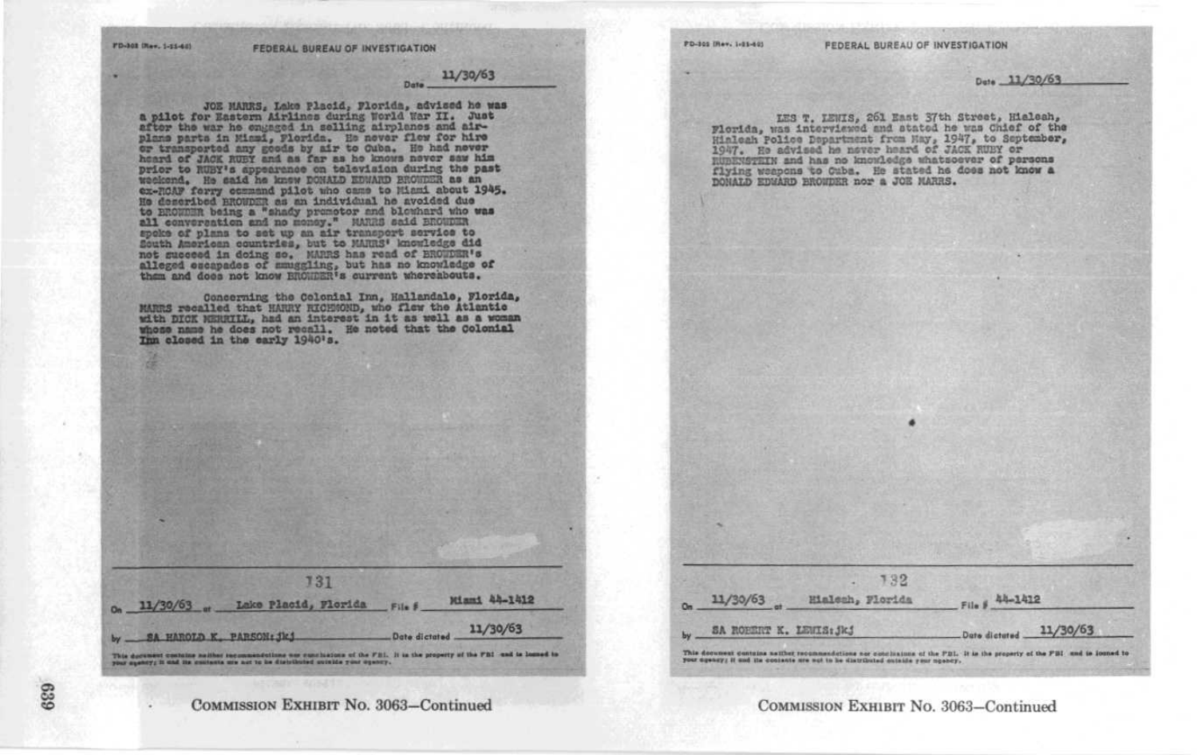FD-302 (Rev. 1-25-60)

FEDERAL BUREAU OF INVESTIGATION

Date 11/30/63

JOE MARRS, Lake Placid, Florida, advised he was a pilot for Eastern Airlines during World War II. Just after the war he engaged in selling airplanes and airplane parts in Miami, Florida. He never flew for hire or transported any goods by air to Cuba. He had never heard of JACK RUBY and as far as he knows never saw him prior to RUBY's appearance on television during the past weekend. He said he knew DONALD EDWARD BROWDER as an ex-RCAF ferry command pilot who came to Miami about 1945. He described BROWDER as an individual he avoided due to BROWDER being a "shady promotor and blowhard who was all conversation and no money." MARRS said BROWDER spoke of plans to set up an air transport service to South American countries, but to MARRS' knowledge did not succeed in doing so. MARRS has read of BROWDER's alleged escapades of smuggling, but has no knowledge of them and does not know BROWDER's current whereabouts.

Concerning the Colonial Inn, Hallandale, Florida, MARRS recalled that HARRY RICHMOND, who flew the Atlantic with DICK MERRILL, had an interest in it as well as a woman whose name he does not recall. He noted that the Colonial Inn closed in the early 1940's.

131

On 11/30/63 at Lake Placid, Florida File # Miami 44-1412

by SA HAROLD K. PARSON:jkj Date dictated 11/30/63

This document contains neither recommendations nor conclusions of the FBI. It is the property of the FBI and is loaned to your agency; it and its contents are not to be distributed outside your agency.

COMMISSION EXHIBIT No. 3063—Continued

FD-302 (Rev. 1-25-60)

FEDERAL BUREAU OF INVESTIGATION

Date 11/30/63

LES T. LEWIS, 261 East 37th Street, Hialeah, Florida, was interviewed and stated he was Chief of the Hialeah Police Department from May, 1947, to September, 1947. He advised he never heard of JACK RUBY or RUBENSTEIN and has no knowledge whatsoever of persons flying weapons to Cuba. He stated he does not know a DONALD EDWARD BROWDER nor a JOE MARRS.

132

On 11/30/63 at Hialeah, Florida File # 44-1412

by SA ROBERT K. LEWIS:jkj Date dictated 11/30/63

This document contains neither recommendations nor conclusions of the FBI. It is the property of the FBI and is loaned to your agency; it and its contents are not to be distributed outside your agency.

COMMISSION EXHIBIT No. 3063—Continued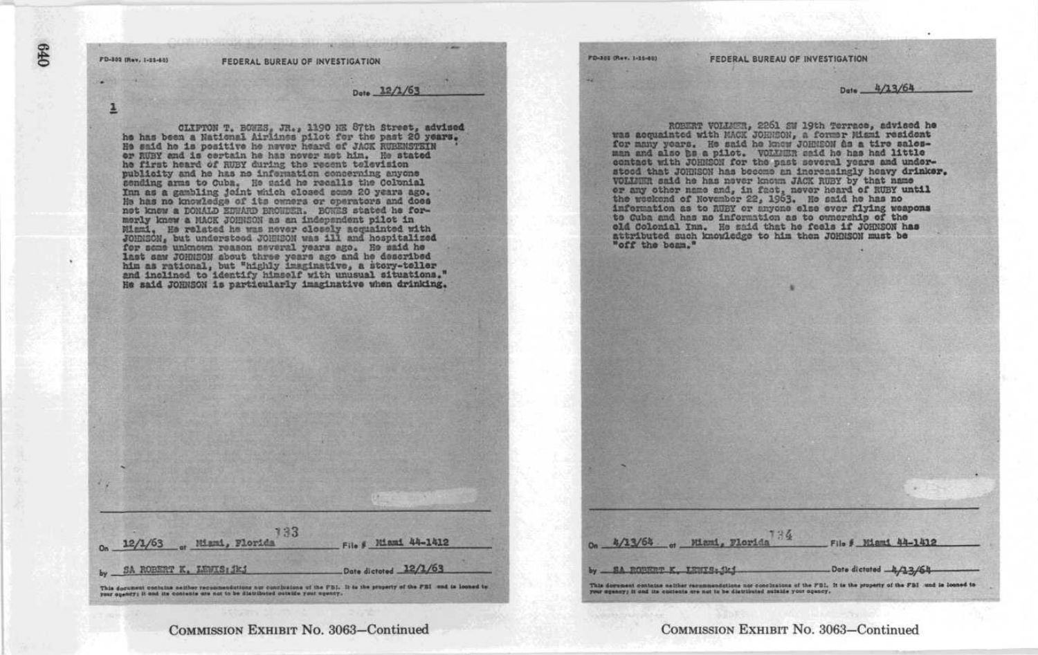FD-302 (Rev. 1-25-60) FEDERAL BUREAU OF INVESTIGATION

Date 12/1/63

1

CLIFTON T. BOWES, JR., 1190 NE 87th Street, advised he has been a National Airlines pilot for the past 20 years. He said he is positive he never heard of JACK RUBENSTEIN or RUBY and is certain he has never met him. He stated he first heard of RUBY during the recent television publicity and he has no information concerning anyone sending arms to Cuba. He said he recalls the Colonial Inn as a gambling joint which closed some 20 years ago. He has no knowledge of its owners or operators and does not know a DONALD EDWARD BROWDER. BOWES stated he formerly knew a MACK JOHNSON as an independent pilot in Miami. He related he was never closely acquainted with JOHNSON, but understood JOHNSON was ill and hospitalized for some unknown reason several years ago. He said he last saw JOHNSON about three years ago and he described him as rational, but "highly imaginative, a story-teller and inclined to identify himself with unusual situations." He said JOHNSON is particularly imaginative when drinking.

133

On 12/1/63 at Miami, Florida File # Miami 44-1412

by SA ROBERT K. LEWIS:jkj Date dictated 12/1/63

This document contains neither recommendations nor conclusions of the FBI. It is the property of the FBI and is loaned to your agency; it and its contents are not to be distributed outside your agency.

COMMISSION EXHIBIT No. 3063—Continued

---

FD-302 (Rev. 1-25-60) FEDERAL BUREAU OF INVESTIGATION

Date 4/13/64

ROBERT VOLLMER, 2261 SW 19th Terrace, advised he was acquainted with MACK JOHNSON, a former Miami resident for many years. He said he knew JOHNSON as a tire salesman and also as a pilot. VOLLMER said he has had little contact with JOHNSON for the past several years and understood that JOHNSON has become an increasingly heavy drinker. VOLLMER said he has never known JACK RUBY by that name or any other name and, in fact, never heard of RUBY until the weekend of November 22, 1963. He said he has no information as to RUBY or anyone else ever flying weapons to Cuba and has no information as to ownership of the old Colonial Inn. He said that he feels if JOHNSON has attributed such knowledge to him then JOHNSON must be "off the beam."

134

On 4/13/64 at Miami, Florida File # Miami 44-1412

by SA ROBERT K. LEWIS:jkj Date dictated 4/13/64

This document contains neither recommendations nor conclusions of the FBI. It is the property of the FBI and is loaned to your agency; it and its contents are not to be distributed outside your agency.

COMMISSION EXHIBIT No. 3063—Continued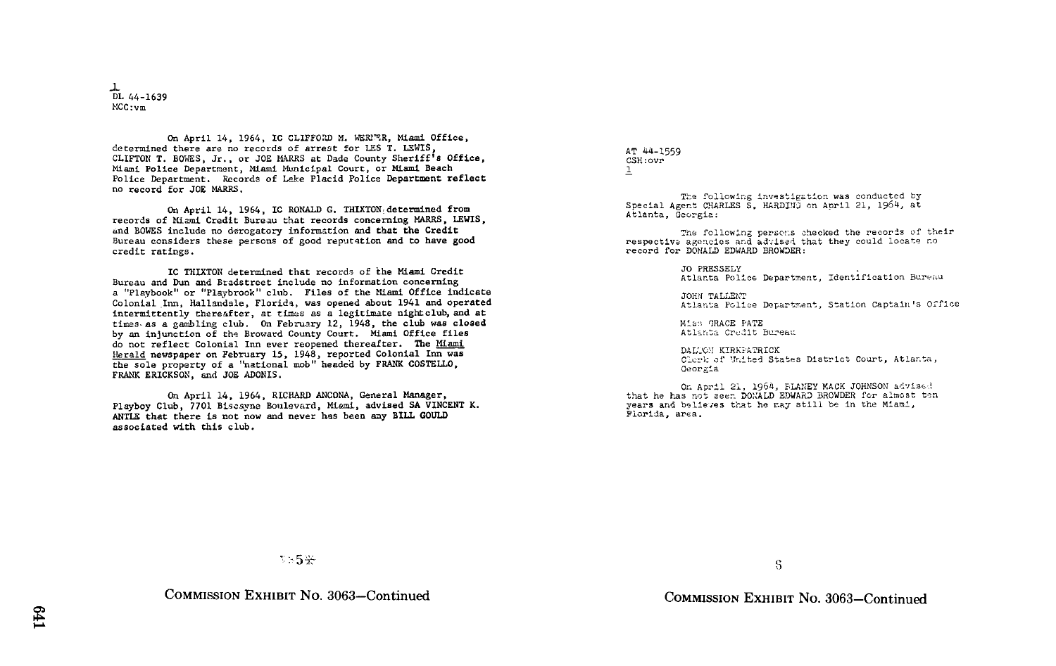1
DL 44-1639
MCC:vm

On April 14, 1964, IC CLIFFORD M. WERNER, Miami Office, determined there are no records of arrest for LES T. LEWIS, CLIFTON T. BOWES, Jr., or JOE MARRS at Dade County Sheriff's Office, Miami Police Department, Miami Municipal Court, or Miami Beach Police Department. Records of Lake Placid Police Department reflect no record for JOE MARRS.

On April 14, 1964, IC RONALD G. THIXTON determined from records of Miami Credit Bureau that records concerning MARRS, LEWIS, and BOWES include no derogatory information and that the Credit Bureau considers these persons of good reputation and to have good credit ratings.

IC THIXTON determined that records of the Miami Credit Bureau and Dun and Bradstreet include no information concerning a "Playbook" or "Playbrook" club. Files of the Miami Office indicate Colonial Inn, Hallandale, Florida, was opened about 1941 and operated intermittently thereafter, at times as a legitimate nightclub, and at times as a gambling club. On February 12, 1948, the club was closed by an injunction of the Broward County Court. Miami Office files do not reflect Colonial Inn ever reopened thereafter. The Miami Herald newspaper on February 15, 1948, reported Colonial Inn was the sole property of a "national mob" headed by FRANK COSTELLO, FRANK ERICKSON, and JOE ADONIS.

On April 14, 1964, RICHARD ANCONA, General Manager, Playboy Club, 7701 Biscayne Boulevard, Miami, advised SA VINCENT K. ANTLE that there is not now and never has been any BILL GOULD associated with this club.

COMMISSION EXHIBIT No. 3063—Continued

AT 44-1559
CSH:ovr
1

The following investigation was conducted by Special Agent CHARLES S. HARDING on April 21, 1964, at Atlanta, Georgia:

The following persons checked the records of their respective agencies and advised that they could locate no record for DONALD EDWARD BROWDER:

JO PRESSELY
Atlanta Police Department, Identification Bureau

JOHN TALLENT
Atlanta Police Department, Station Captain's Office

Miss GRACE PATE
Atlanta Credit Bureau

DALTON KIRKPATRICK
Clerk of United States District Court, Atlanta, Georgia

On April 21, 1964, BLANEY MACK JOHNSON advised that he has not seen DONALD EDWARD BROWDER for almost ten years and believes that he may still be in the Miami, Florida, area.

COMMISSION EXHIBIT No. 3063—Continued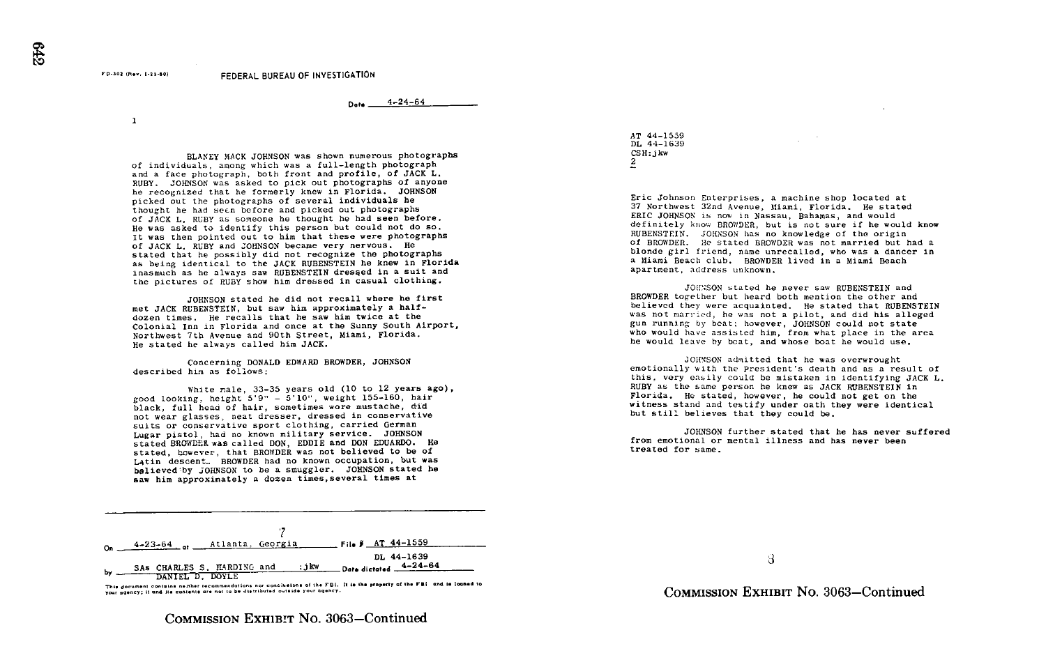FD-302 (Rev. 1-25-60)

FEDERAL BUREAU OF INVESTIGATION

Date 4-24-64

1

BLANEY MACK JOHNSON was shown numerous photographs of individuals, among which was a full-length photograph and a face photograph, both front and profile, of JACK L. RUBY. JOHNSON was asked to pick out photographs of anyone he recognized that he formerly knew in Florida. JOHNSON picked out the photographs of several individuals he thought he had seen before and picked out photographs of JACK L. RUBY as someone he thought he had seen before. He was asked to identify this person but could not do so. It was then pointed out to him that these were photographs of JACK L. RUBY and JOHNSON became very nervous. He stated that he possibly did not recognize the photographs as being identical to the JACK RUBENSTEIN he knew in Florida inasmuch as he always saw RUBENSTEIN dressed in a suit and the pictures of RUBY show him dressed in casual clothing.

JOHNSON stated he did not recall where he first met JACK RUBENSTEIN, but saw him approximately a half-dozen times. He recalls that he saw him twice at the Colonial Inn in Florida and once at the Sunny South Airport, Northwest 7th Avenue and 90th Street, Miami, Florida. He stated he always called him JACK.

Concerning DONALD EDWARD BROWDER, JOHNSON described him as follows:

White male, 33-35 years old (10 to 12 years ago), good looking, height 5'9" - 5'10", weight 155-160, hair black, full head of hair, sometimes wore mustache, did not wear glasses, neat dresser, dressed in conservative suits or conservative sport clothing, carried German Lugar pistol, had no known military service. JOHNSON stated BROWDER was called DON, EDDIE and DON EDUARDO. He stated, however, that BROWDER was not believed to be of Latin descent. BROWDER had no known occupation, but was believed by JOHNSON to be a smuggler. JOHNSON stated he saw him approximately a dozen times, several times at

7

On 4-23-64 at Atlanta, Georgia File # AT 44-1559 DL 44-1639

by SAs CHARLES S. HARDING and DANIEL D. DOYLE :jkw Date dictated 4-24-64

This document contains neither recommendations nor conclusions of the FBI. It is the property of the FBI and is loaned to your agency; it and its contents are not to be distributed outside your agency.

COMMISSION EXHIBIT No. 3063—Continued

AT 44-1559
DL 44-1639
CSH:jkw
2

Eric Johnson Enterprises, a machine shop located at 37 Northwest 32nd Avenue, Miami, Florida. He stated ERIC JOHNSON is now in Nassau, Bahamas, and would definitely know BROWDER, but is not sure if he would know RUBENSTEIN. JOHNSON has no knowledge of the origin of BROWDER. He stated BROWDER was not married but had a blonde girl friend, name unrecalled, who was a dancer in a Miami Beach club. BROWDER lived in a Miami Beach apartment, address unknown.

JOHNSON stated he never saw RUBENSTEIN and BROWDER together but heard both mention the other and believed they were acquainted. He stated that RUBENSTEIN was not married, he was not a pilot, and did his alleged gun running by boat; however, JOHNSON could not state who would have assisted him, from what place in the area he would leave by boat, and whose boat he would use.

JOHNSON admitted that he was overwrought emotionally with the President's death and as a result of this, very easily could be mistaken in identifying JACK L. RUBY as the same person he knew as JACK RUBENSTEIN in Florida. He stated, however, he could not get on the witness stand and testify under oath they were identical but still believes that they could be.

JOHNSON further stated that he has never suffered from emotional or mental illness and has never been treated for same.

8

COMMISSION EXHIBIT No. 3063—Continued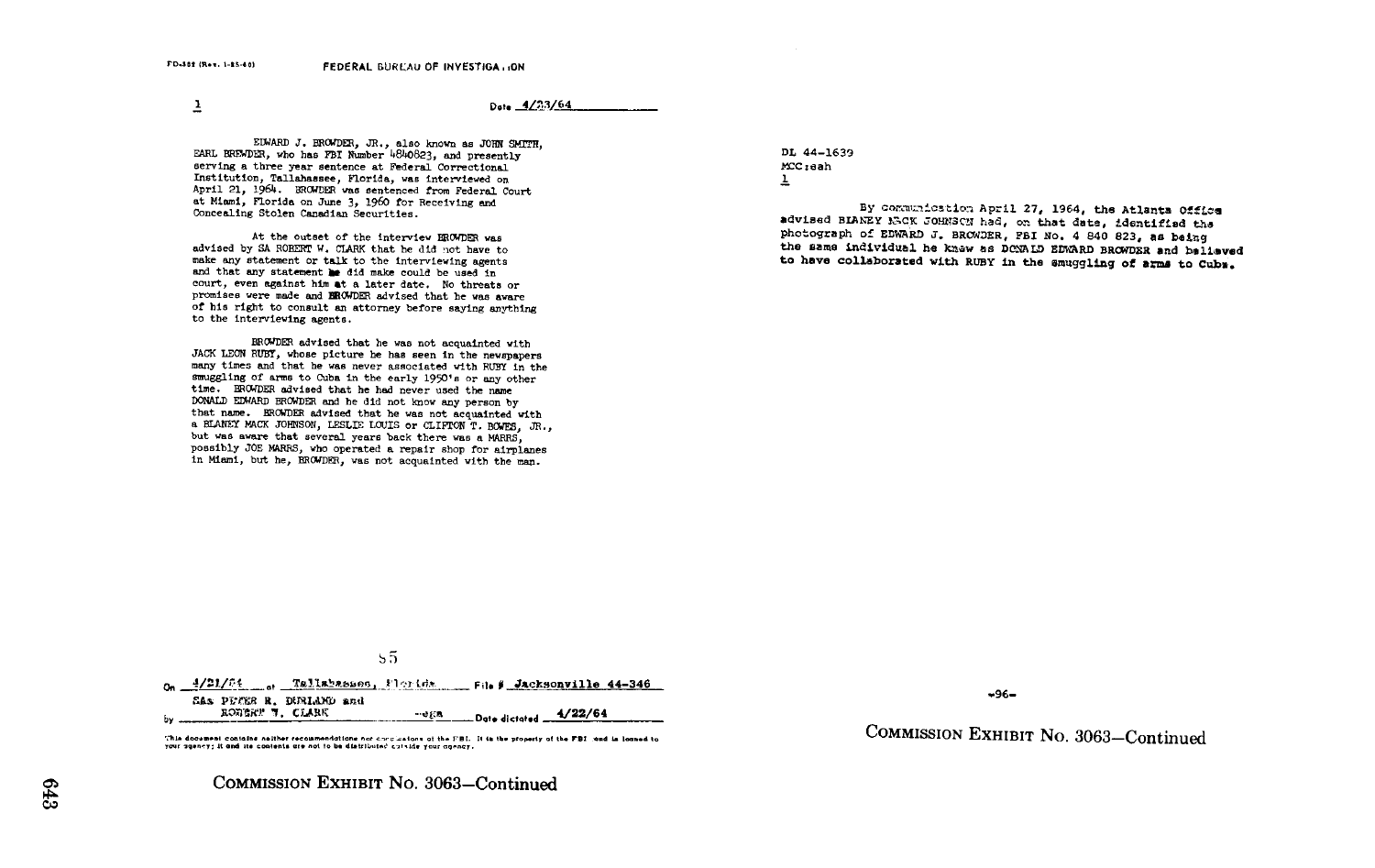FD-302 (Rev. 1-25-60) FEDERAL BUREAU OF INVESTIGATION

1

Date 4/23/64

EDWARD J. BROWDER, JR., also known as JOHN SMITH, EARL BREWDER, who has FBI Number 4840823, and presently serving a three year sentence at Federal Correctional Institution, Tallahassee, Florida, was interviewed on April 21, 1964. BROWDER was sentenced from Federal Court at Miami, Florida on June 3, 1960 for Receiving and Concealing Stolen Canadian Securities.

At the outset of the interview BROWDER was advised by SA ROBERT W. CLARK that he did not have to make any statement or talk to the interviewing agents and that any statement he did make could be used in court, even against him at a later date. No threats or promises were made and BROWDER advised that he was aware of his right to consult an attorney before saying anything to the interviewing agents.

BROWDER advised that he was not acquainted with JACK LEON RUBY, whose picture he has seen in the newspapers many times and that he was never associated with RUBY in the smuggling of arms to Cuba in the early 1950's or any other time. BROWDER advised that he had never used the name DONALD EDWARD BROWDER and he did not know any person by that name. BROWDER advised that he was not acquainted with a BLANEY MACK JOHNSON, LESLIE LOUIS or CLIFTON T. BOWES, JR., but was aware that several years back there was a MARRS, possibly JOE MARRS, who operated a repair shop for airplanes in Miami, but he, BROWDER, was not acquainted with the man.

85

On 4/21/64 at Tallahassee, Florida File # Jacksonville 44-346

by SAs PETER R. DUNLAND and ROBERT W. CLARK -ega Date dictated 4/22/64

This document contains neither recommendations nor conclusions of the FBI. It is the property of the FBI and is loaned to your agency; it and its contents are not to be distributed outside your agency.

COMMISSION EXHIBIT No. 3063—Continued

DL 44-1639
MCC:eah
1

By communication April 27, 1964, the Atlanta Office advised BLANEY MACK JOHNSON had, on that date, identified the photograph of EDWARD J. BROWDER, FBI No. 4 840 823, as being the same individual he knew as DONALD EDWARD BROWDER and believed to have collaborated with RUBY in the smuggling of arms to Cuba.

-96-

COMMISSION EXHIBIT No. 3063—Continued